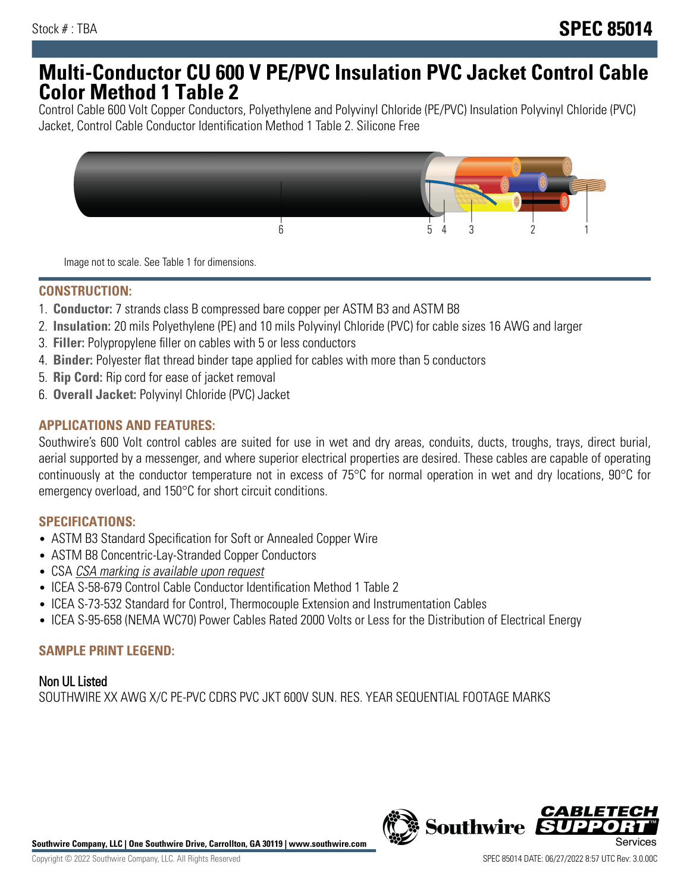Stock # : TBA

# SPEC 85014

# Multi-Conductor CU 600 V PE/PVC Insulation PVC Jacket Control Cable Color Method 1 Table 2

Control Cable 600 Volt Copper Conductors, Polyethylene and Polyvinyl Chloride (PE/PVC) Insulation Polyvinyl Chloride (PVC) Jacket, Control Cable Conductor Identification Method 1 Table 2. Silicone Free

Image not to scale. See Table 1 for dimensions.

## CONSTRUCTION:

1. **Conductor:** 7 strands class B compressed bare copper per ASTM B3 and ASTM B8
2. **Insulation:** 20 mils Polyethylene (PE) and 10 mils Polyvinyl Chloride (PVC) for cable sizes 16 AWG and larger
3. **Filler:** Polypropylene filler on cables with 5 or less conductors
4. **Binder:** Polyester flat thread binder tape applied for cables with more than 5 conductors
5. **Rip Cord:** Rip cord for ease of jacket removal
6. **Overall Jacket:** Polyvinyl Chloride (PVC) Jacket

## APPLICATIONS AND FEATURES:

Southwire's 600 Volt control cables are suited for use in wet and dry areas, conduits, ducts, troughs, trays, direct burial, aerial supported by a messenger, and where superior electrical properties are desired. These cables are capable of operating continuously at the conductor temperature not in excess of 75°C for normal operation in wet and dry locations, 90°C for emergency overload, and 150°C for short circuit conditions.

## SPECIFICATIONS:

- ASTM B3 Standard Specification for Soft or Annealed Copper Wire
- ASTM B8 Concentric-Lay-Stranded Copper Conductors
- CSA *CSA marking is available upon request*
- ICEA S-58-679 Control Cable Conductor Identification Method 1 Table 2
- ICEA S-73-532 Standard for Control, Thermocouple Extension and Instrumentation Cables
- ICEA S-95-658 (NEMA WC70) Power Cables Rated 2000 Volts or Less for the Distribution of Electrical Energy

## SAMPLE PRINT LEGEND:

### Non UL Listed

SOUTHWIRE XX AWG X/C PE-PVC CDRS PVC JKT 600V SUN. RES. YEAR SEQUENTIAL FOOTAGE MARKS

**Southwire Company, LLC | One Southwire Drive, Carrollton, GA 30119 | www.southwire.com**

Copyright © 2022 Southwire Company, LLC. All Rights Reserved

SPEC 85014 DATE: 06/27/2022 8:57 UTC Rev: 3.0.00C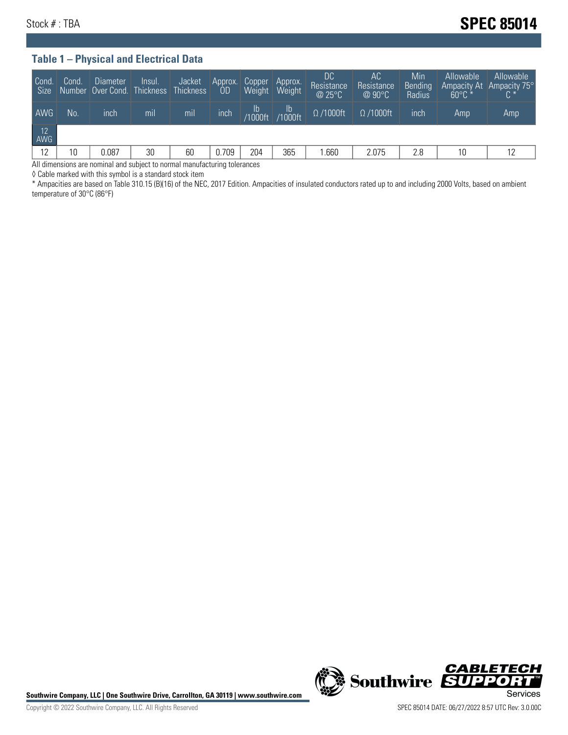Stock # : TBA

# SPEC 85014

## Table 1 – Physical and Electrical Data

| Cond. Size | Cond. Number | Diameter Over Cond. | Insul. Thickness | Jacket Thickness | Approx. OD | Copper Weight | Approx. Weight | DC Resistance @ 25°C | AC Resistance @ 90°C | Min Bending Radius | Allowable Ampacity At 60°C * | Allowable Ampacity 75° C * |
|---|---|---|---|---|---|---|---|---|---|---|---|---|
| AWG | No. | inch | mil | mil | inch | lb /1000ft | lb /1000ft | Ω /1000ft | Ω /1000ft | inch | Amp | Amp |
| 12 AWG | | | | | | | | | | | | |
| 12 | 10 | 0.087 | 30 | 60 | 0.709 | 204 | 365 | 1.660 | 2.075 | 2.8 | 10 | 12 |

All dimensions are nominal and subject to normal manufacturing tolerances

◊ Cable marked with this symbol is a standard stock item

* Ampacities are based on Table 310.15 (B)(16) of the NEC, 2017 Edition. Ampacities of insulated conductors rated up to and including 2000 Volts, based on ambient temperature of 30°C (86°F)

**Southwire Company, LLC | One Southwire Drive, Carrollton, GA 30119 | www.southwire.com**

Copyright © 2022 Southwire Company, LLC. All Rights Reserved

SPEC 85014 DATE: 06/27/2022 8:57 UTC Rev: 3.0.00C